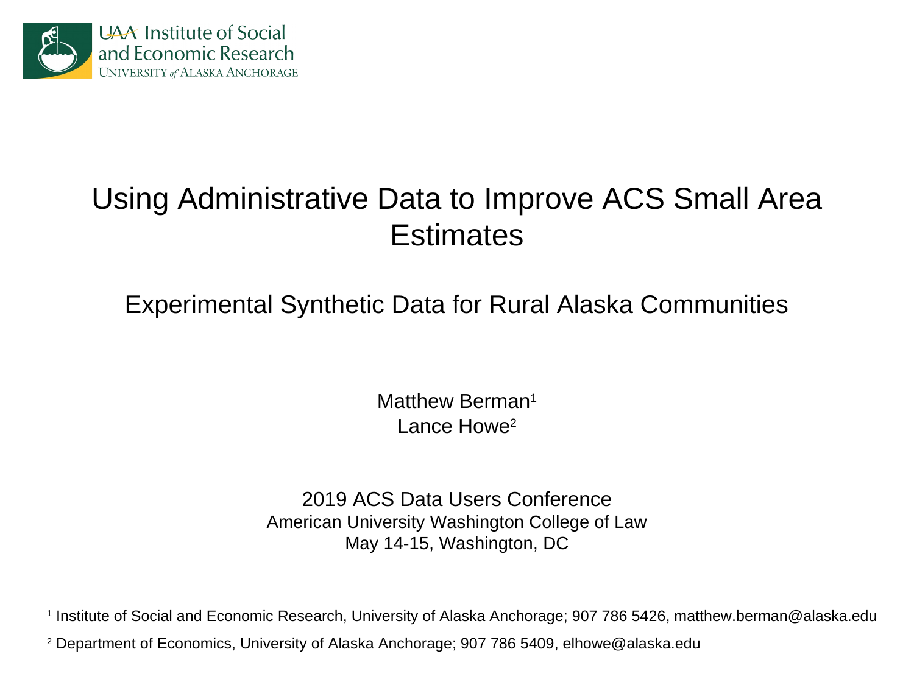UAA Institute of Social and Economic Research
UNIVERSITY of ALASKA ANCHORAGE

# Using Administrative Data to Improve ACS Small Area Estimates

## Experimental Synthetic Data for Rural Alaska Communities

Matthew Berman[1]
Lance Howe[2]

2019 ACS Data Users Conference
American University Washington College of Law
May 14-15, Washington, DC

[1] Institute of Social and Economic Research, University of Alaska Anchorage; 907 786 5426, matthew.berman@alaska.edu

[2] Department of Economics, University of Alaska Anchorage; 907 786 5409, elhowe@alaska.edu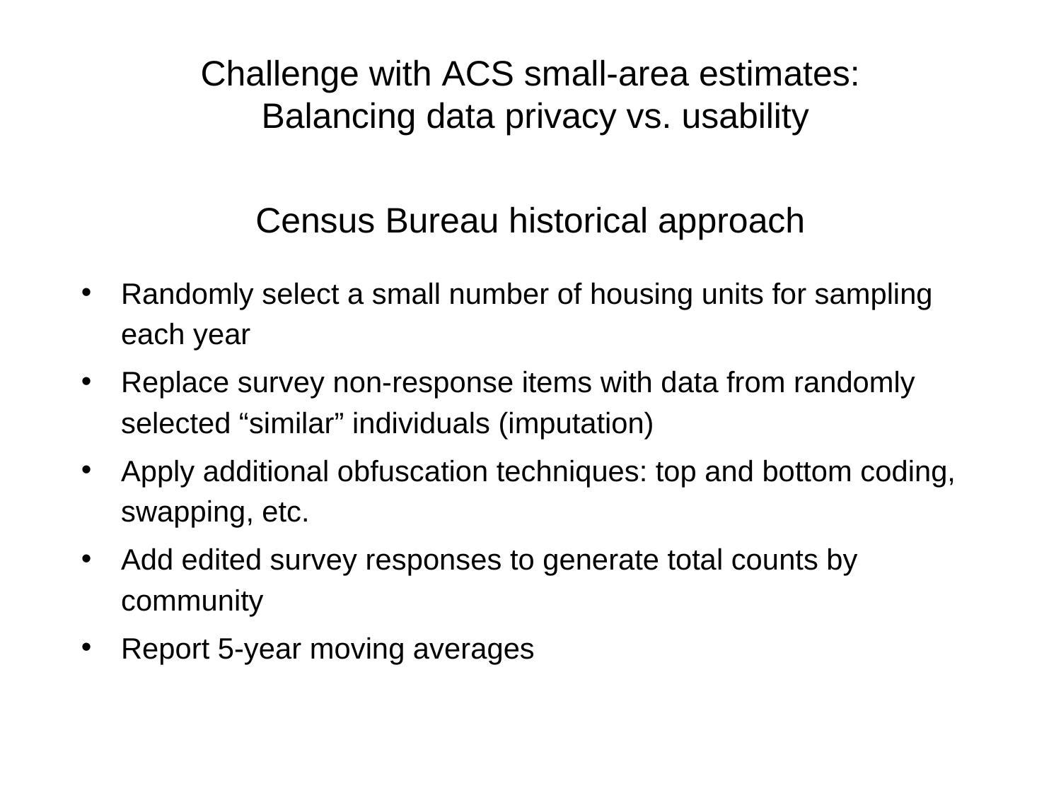# Challenge with ACS small-area estimates: Balancing data privacy vs. usability

## Census Bureau historical approach

- Randomly select a small number of housing units for sampling each year
- Replace survey non-response items with data from randomly selected “similar” individuals (imputation)
- Apply additional obfuscation techniques: top and bottom coding, swapping, etc.
- Add edited survey responses to generate total counts by community
- Report 5-year moving averages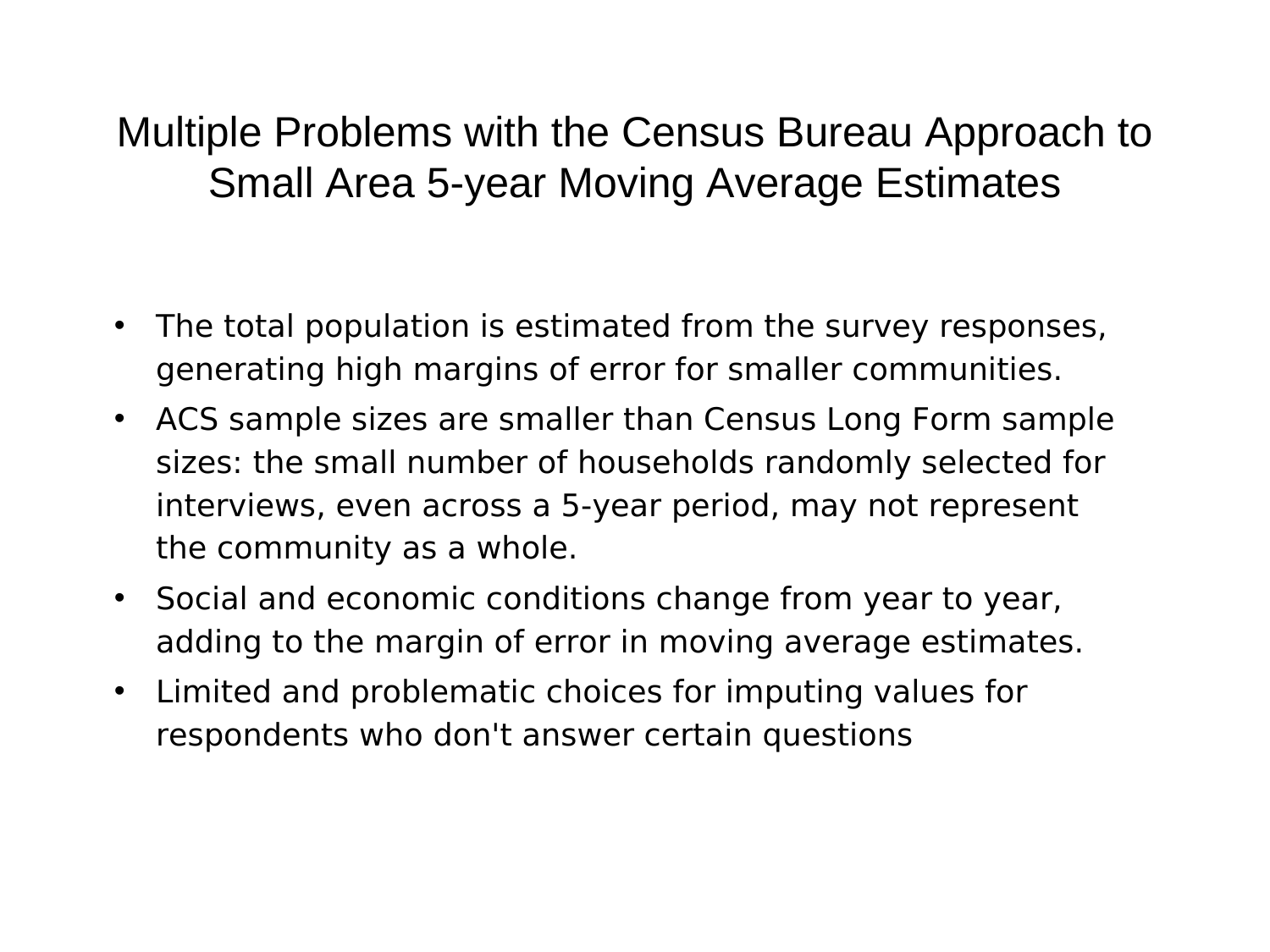# Multiple Problems with the Census Bureau Approach to Small Area 5-year Moving Average Estimates

- The total population is estimated from the survey responses, generating high margins of error for smaller communities.
- ACS sample sizes are smaller than Census Long Form sample sizes: the small number of households randomly selected for interviews, even across a 5-year period, may not represent the community as a whole.
- Social and economic conditions change from year to year, adding to the margin of error in moving average estimates.
- Limited and problematic choices for imputing values for respondents who don't answer certain questions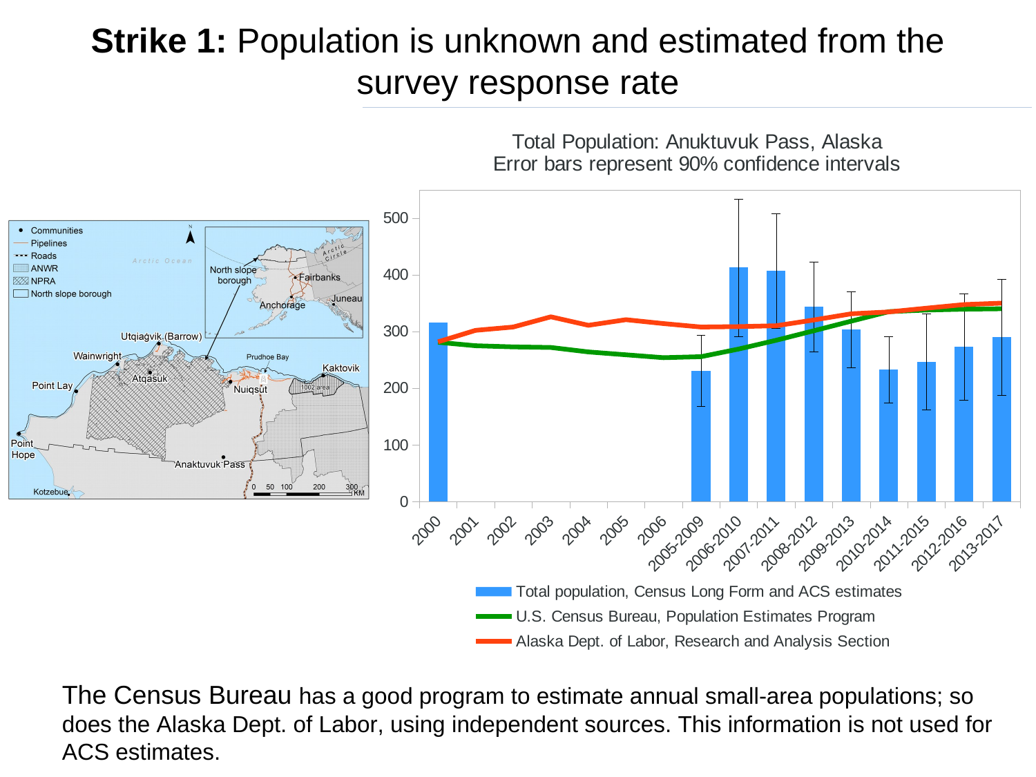# **Strike 1:** Population is unknown and estimated from the survey response rate

Total Population: Anuktuvuk Pass, Alaska
Error bars represent 90% confidence intervals

- Total population, Census Long Form and ACS estimates
- U.S. Census Bureau, Population Estimates Program
- Alaska Dept. of Labor, Research and Analysis Section

The Census Bureau has a good program to estimate annual small-area populations; so does the Alaska Dept. of Labor, using independent sources. This information is not used for ACS estimates.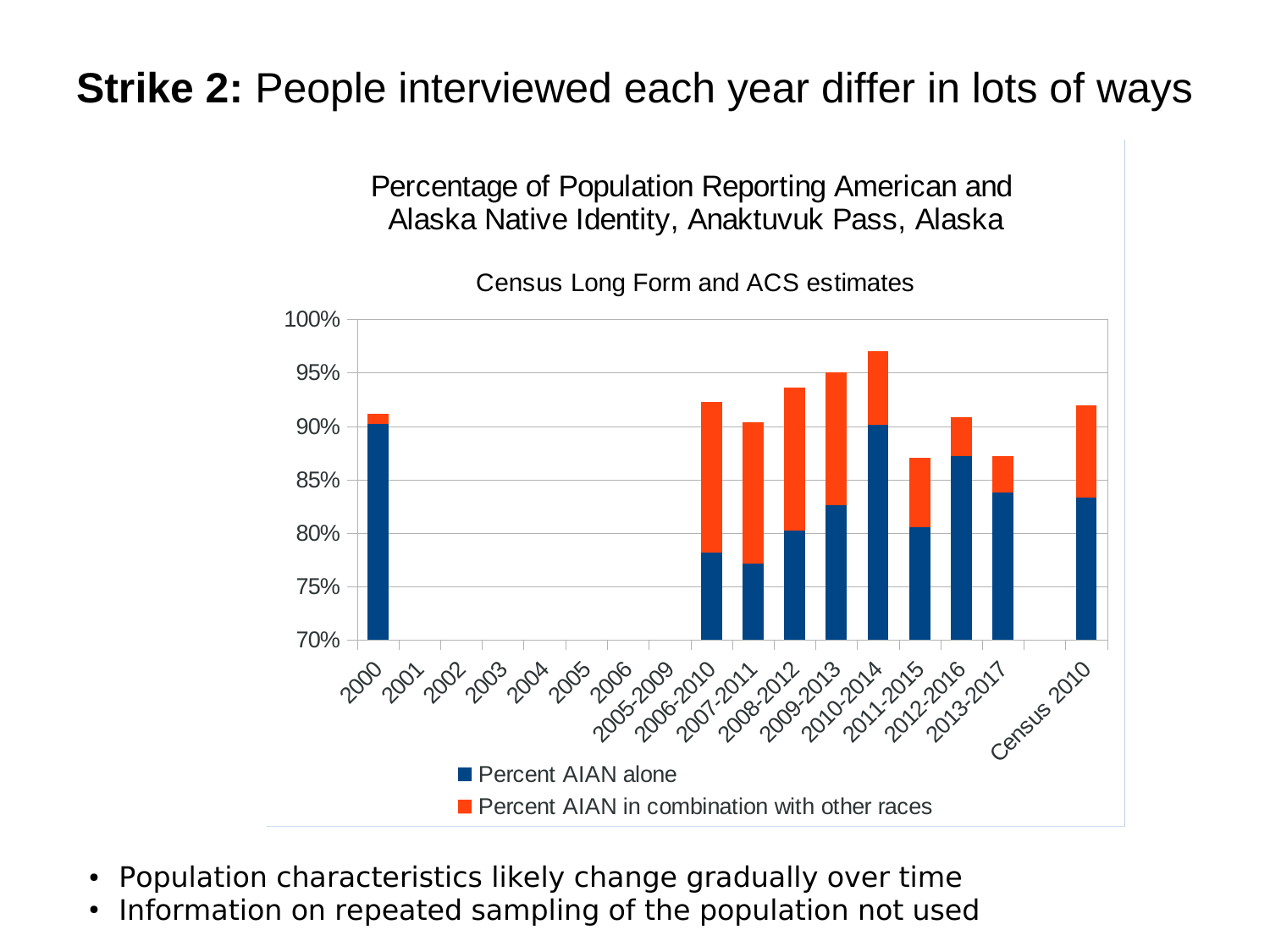# **Strike 2:** People interviewed each year differ in lots of ways

Percentage of Population Reporting American and Alaska Native Identity, Anaktuvuk Pass, Alaska

Census Long Form and ACS estimates

- Population characteristics likely change gradually over time
- Information on repeated sampling of the population not used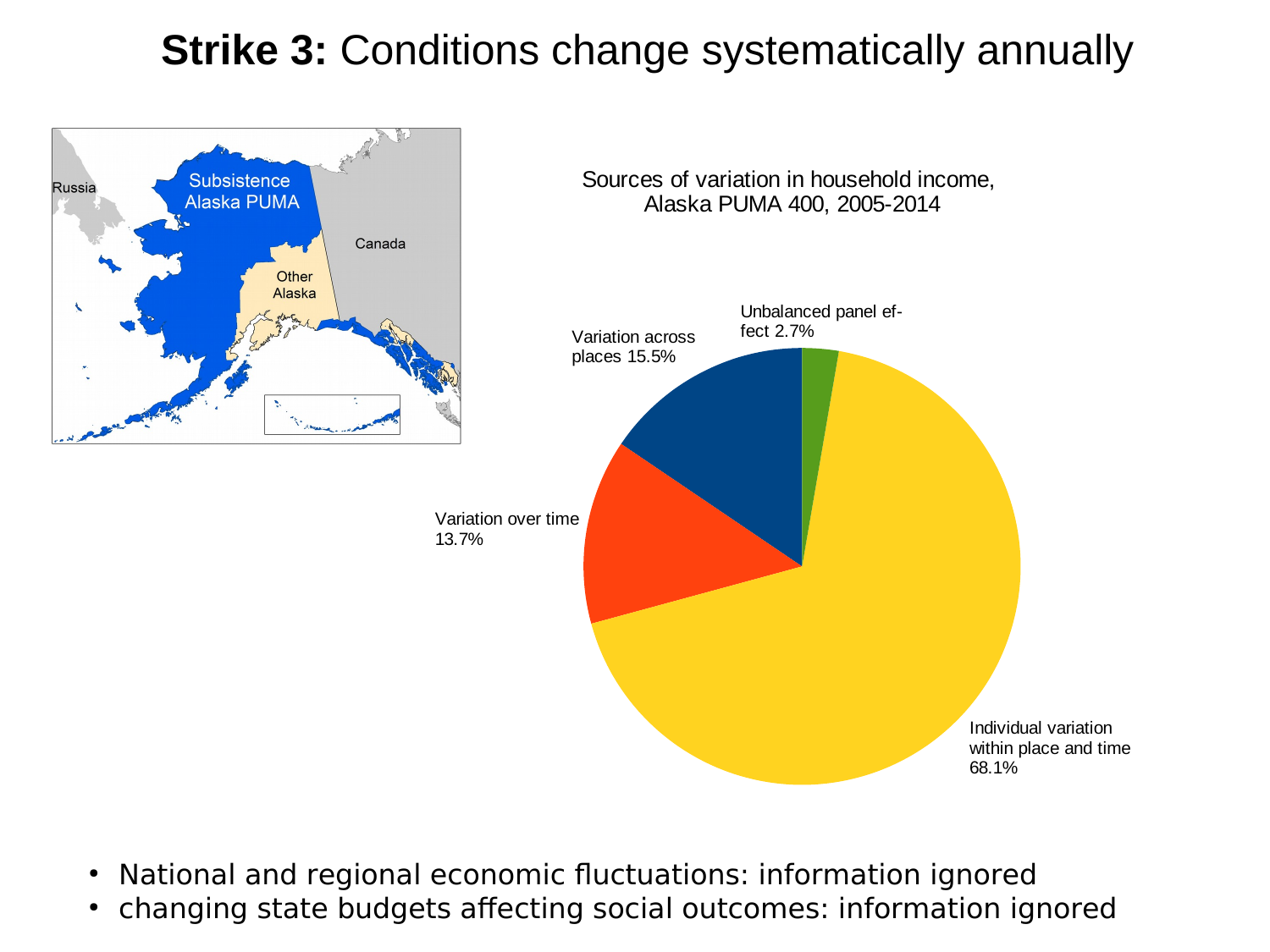# **Strike 3:** Conditions change systematically annually

Russia

Subsistence Alaska PUMA

Canada

Other Alaska

Sources of variation in household income, Alaska PUMA 400, 2005-2014

Unbalanced panel effect 2.7%

Variation across places 15.5%

Variation over time 13.7%

Individual variation within place and time 68.1%

- National and regional economic fluctuations: information ignored
- changing state budgets affecting social outcomes: information ignored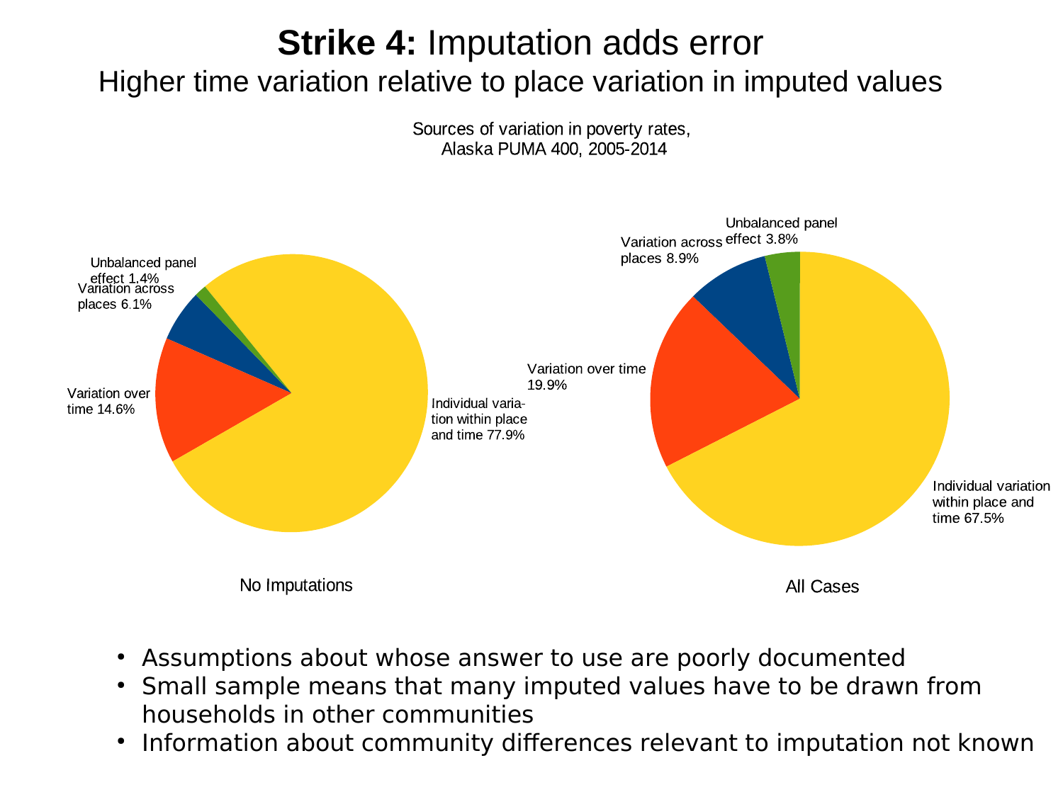# **Strike 4:** Imputation adds error

## Higher time variation relative to place variation in imputed values

Sources of variation in poverty rates,
Alaska PUMA 400, 2005-2014

**No Imputations**

- Individual variation within place and time 77.9%
- Variation over time 14.6%
- Variation across places 6.1%
- Unbalanced panel effect 1.4%

**All Cases**

- Individual variation within place and time 67.5%
- Variation over time 19.9%
- Variation across places 8.9%
- Unbalanced panel effect 3.8%

- Assumptions about whose answer to use are poorly documented
- Small sample means that many imputed values have to be drawn from households in other communities
- Information about community differences relevant to imputation not known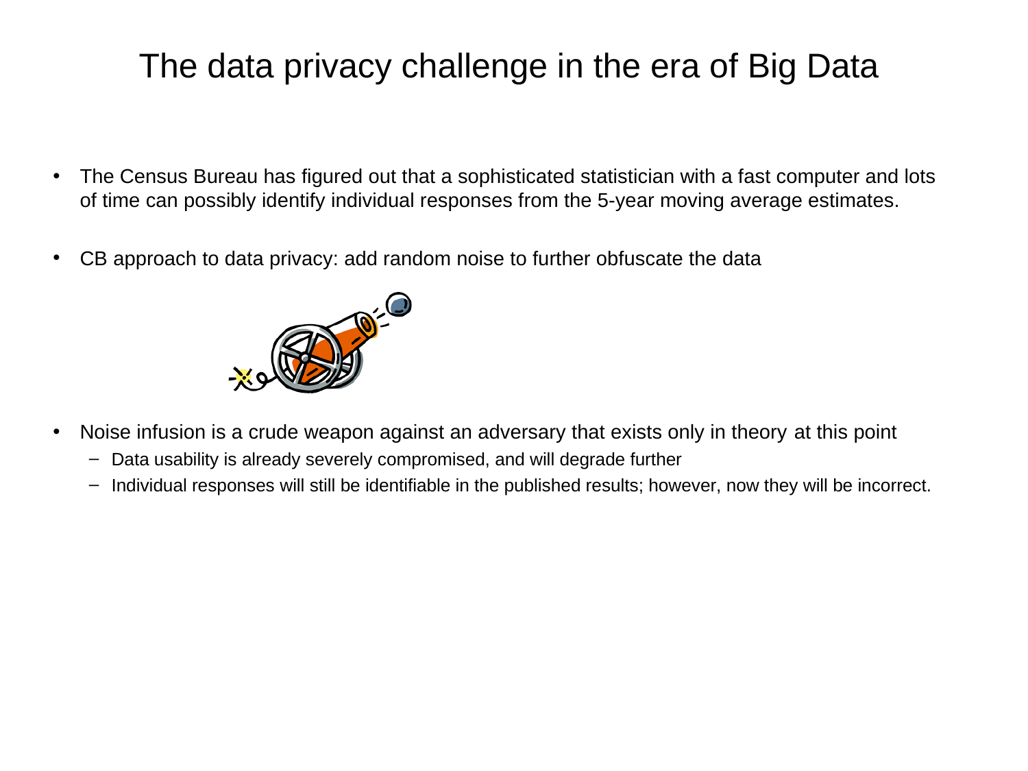# The data privacy challenge in the era of Big Data

- The Census Bureau has figured out that a sophisticated statistician with a fast computer and lots of time can possibly identify individual responses from the 5-year moving average estimates.
- CB approach to data privacy: add random noise to further obfuscate the data
- Noise infusion is a crude weapon against an adversary that exists only in theory at this point
  - Data usability is already severely compromised, and will degrade further
  - Individual responses will still be identifiable in the published results; however, now they will be incorrect.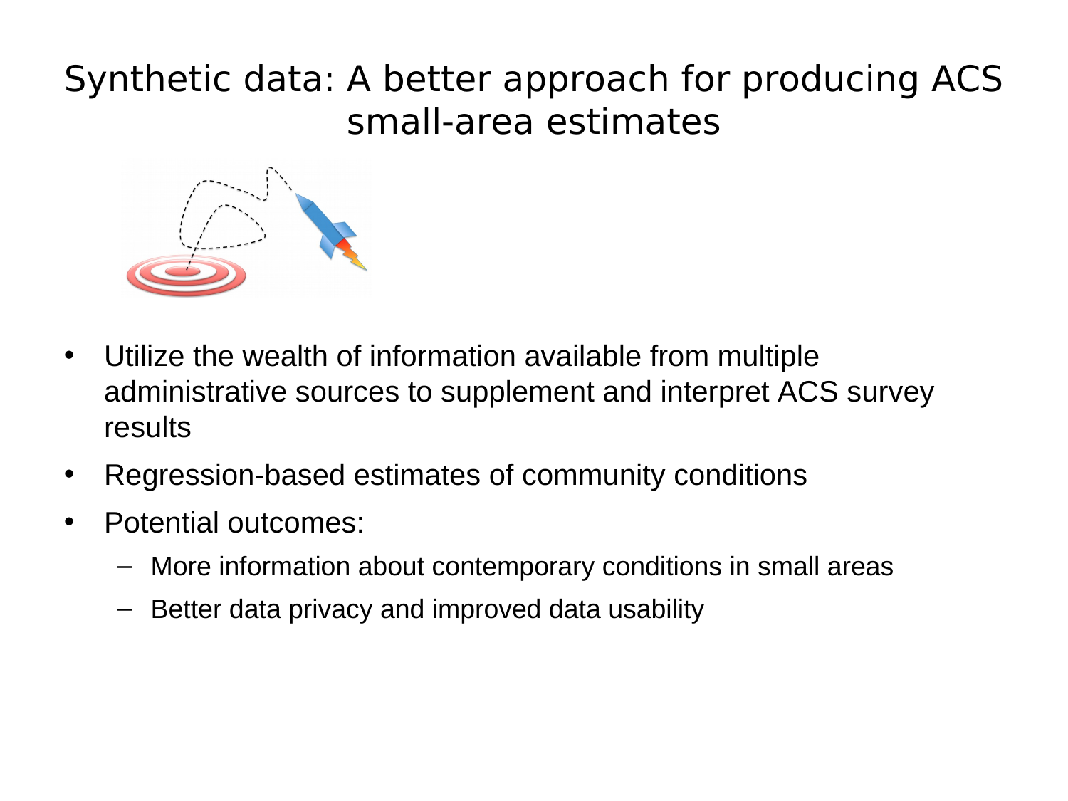# Synthetic data: A better approach for producing ACS small-area estimates

- Utilize the wealth of information available from multiple administrative sources to supplement and interpret ACS survey results
- Regression-based estimates of community conditions
- Potential outcomes:
  - More information about contemporary conditions in small areas
  - Better data privacy and improved data usability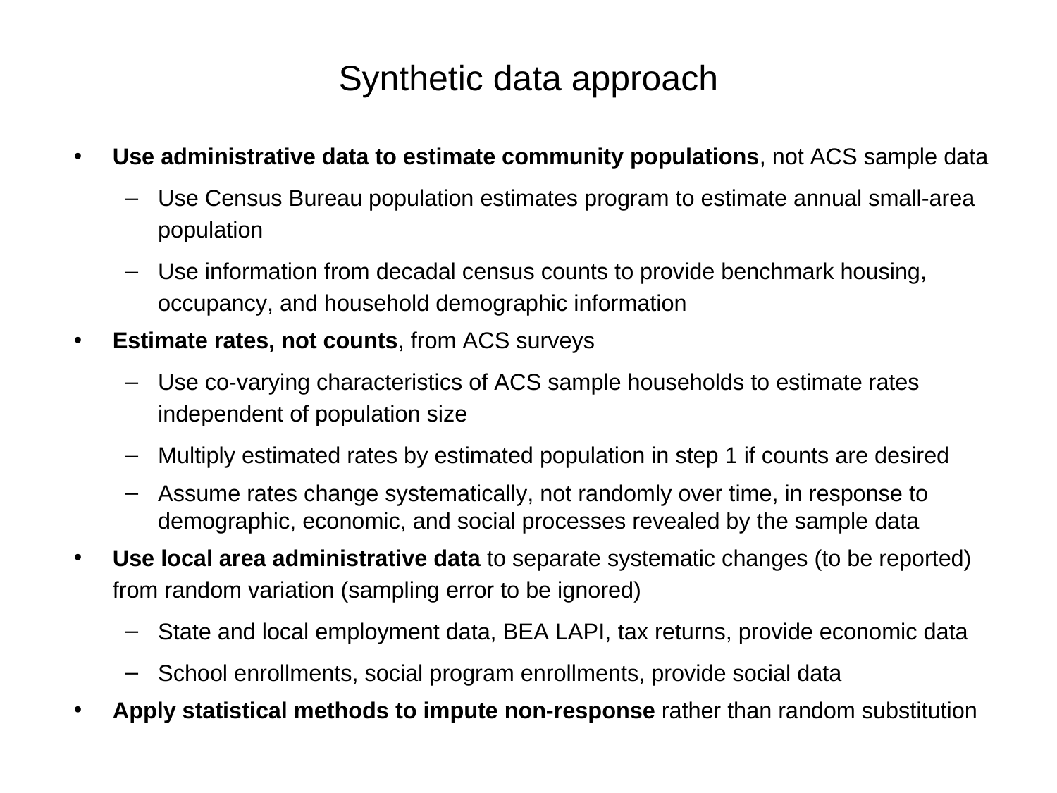# Synthetic data approach

- **Use administrative data to estimate community populations**, not ACS sample data
  - Use Census Bureau population estimates program to estimate annual small-area population
  - Use information from decadal census counts to provide benchmark housing, occupancy, and household demographic information
- **Estimate rates, not counts**, from ACS surveys
  - Use co-varying characteristics of ACS sample households to estimate rates independent of population size
  - Multiply estimated rates by estimated population in step 1 if counts are desired
  - Assume rates change systematically, not randomly over time, in response to demographic, economic, and social processes revealed by the sample data
- **Use local area administrative data** to separate systematic changes (to be reported) from random variation (sampling error to be ignored)
  - State and local employment data, BEA LAPI, tax returns, provide economic data
  - School enrollments, social program enrollments, provide social data
- **Apply statistical methods to impute non-response** rather than random substitution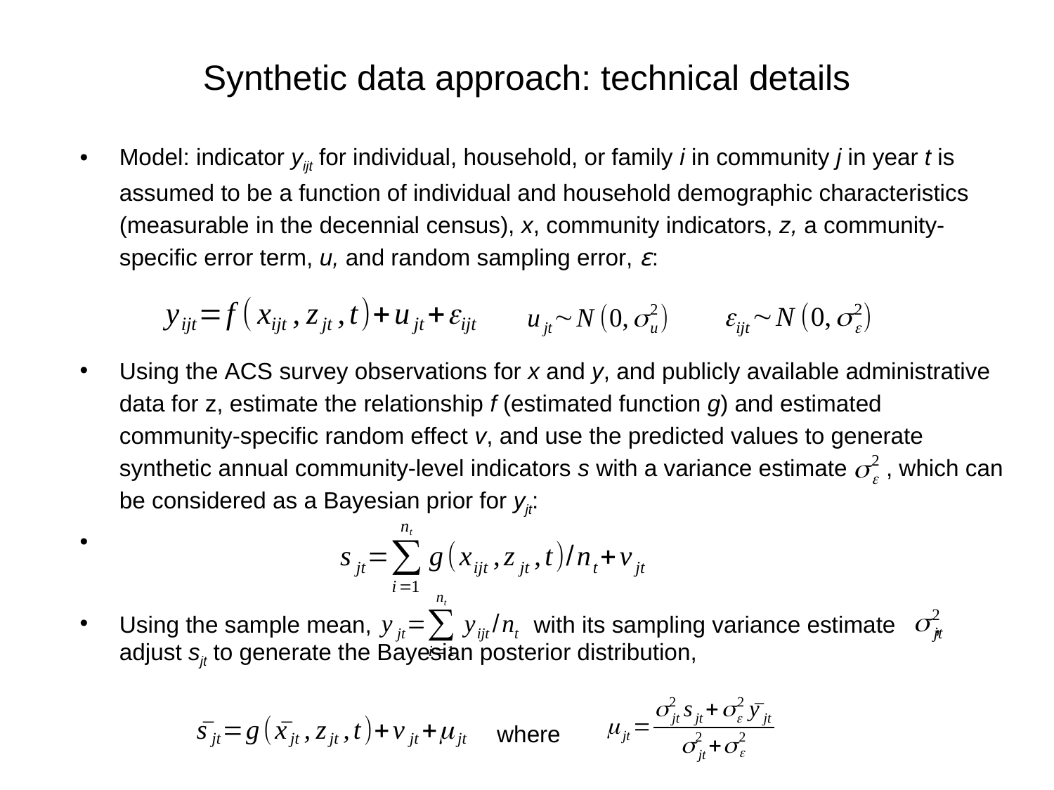# Synthetic data approach: technical details

- Model: indicator $y_{ijt}$ for individual, household, or family *i* in community *j* in year *t* is assumed to be a function of individual and household demographic characteristics (measurable in the decennial census), *x*, community indicators, *z,* a community-specific error term, *u,* and random sampling error, $\varepsilon$:

$$y_{ijt} = f\left(x_{ijt}, z_{jt}, t\right) + u_{jt} + \varepsilon_{ijt} \qquad u_{jt} \sim N\left(0, \sigma_u^2\right) \qquad \varepsilon_{ijt} \sim N\left(0, \sigma_\varepsilon^2\right)$$

- Using the ACS survey observations for *x* and *y*, and publicly available administrative data for z, estimate the relationship *f* (estimated function *g*) and estimated community-specific random effect *v*, and use the predicted values to generate synthetic annual community-level indicators *s* with a variance estimate $\sigma_\varepsilon^2$ , which can be considered as a Bayesian prior for $y_{jt}$:

- $$s_{jt} = \sum_{i=1}^{n_t} g\left(x_{ijt}, z_{jt}, t\right) / n_t + v_{jt}$$

- Using the sample mean, $\bar{y}_{jt} = \sum_{i=1}^{n_t} y_{ijt} / n_t$ with its sampling variance estimate $\sigma_{jt}^2$ adjust $s_{jt}$ to generate the Bayesian posterior distribution,

$$\bar{s}_{jt} = g\left(\bar{x}_{jt}, z_{jt}, t\right) + v_{jt} + \mu_{jt} \qquad \text{where} \qquad \mu_{jt} = \frac{\sigma_{jt}^2 s_{jt} + \sigma_\varepsilon^2 \bar{y}_{jt}}{\sigma_{jt}^2 + \sigma_\varepsilon^2}$$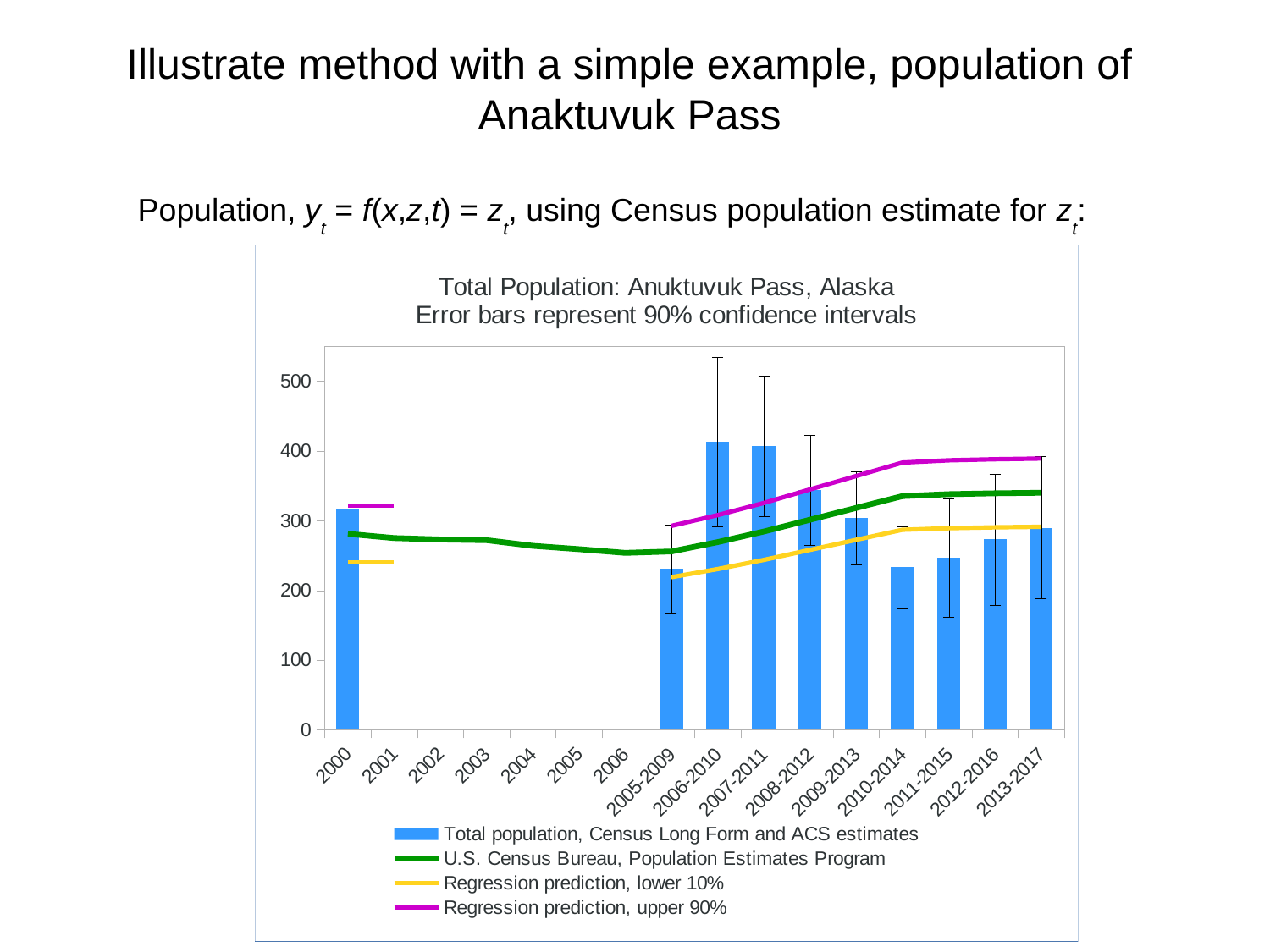# Illustrate method with a simple example, population of Anaktuvuk Pass

Population, $y_t = f(x,z,t) = z_t$, using Census population estimate for $z_t$:

Total Population: Anuktuvuk Pass, Alaska
Error bars represent 90% confidence intervals

- Total population, Census Long Form and ACS estimates
- U.S. Census Bureau, Population Estimates Program
- Regression prediction, lower 10%
- Regression prediction, upper 90%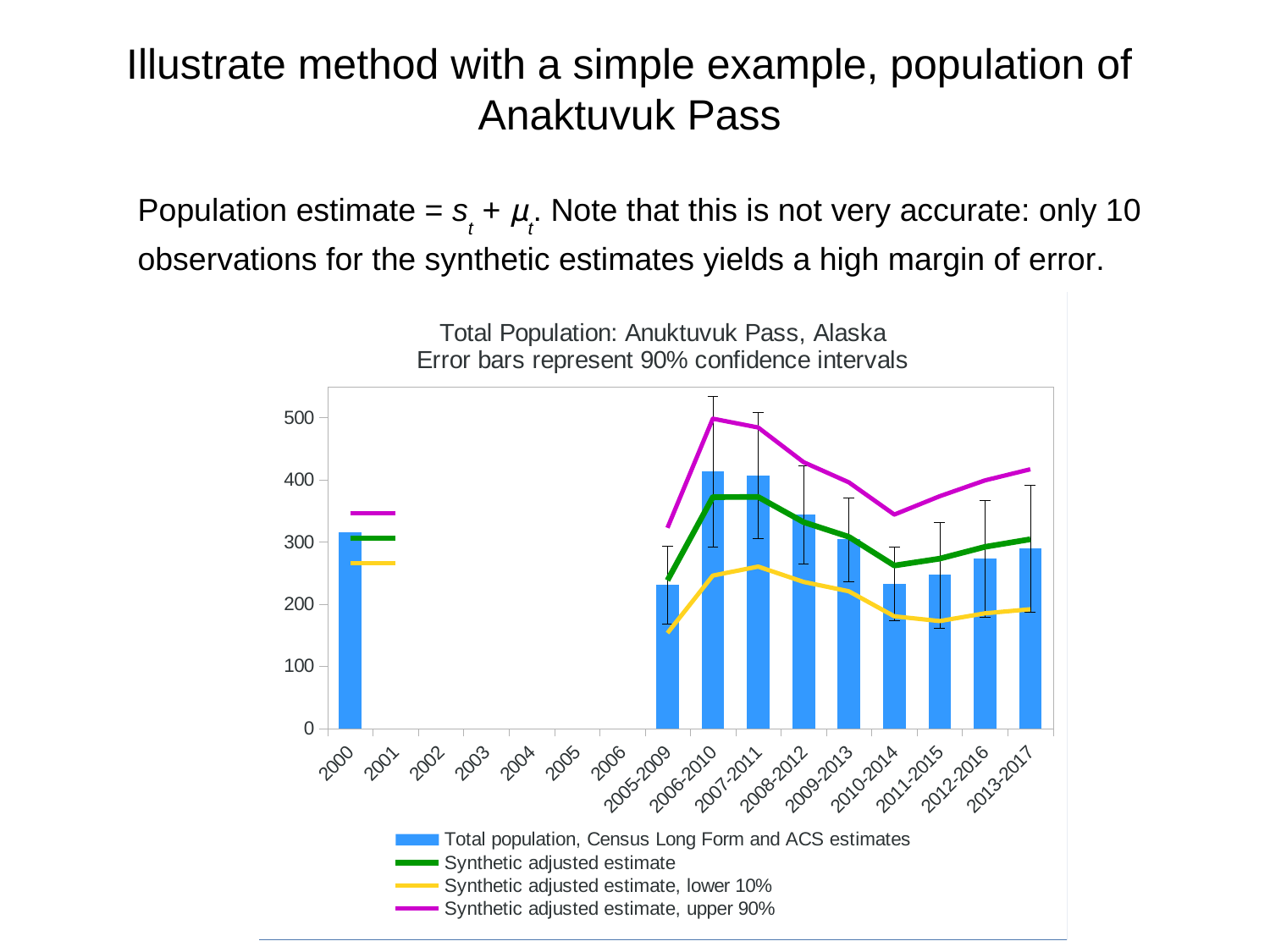# Illustrate method with a simple example, population of Anaktuvuk Pass

Population estimate = $s_t + \mu_t$. Note that this is not very accurate: only 10 observations for the synthetic estimates yields a high margin of error.

Total Population: Anuktuvuk Pass, Alaska
Error bars represent 90% confidence intervals

- Total population, Census Long Form and ACS estimates
- Synthetic adjusted estimate
- Synthetic adjusted estimate, lower 10%
- Synthetic adjusted estimate, upper 90%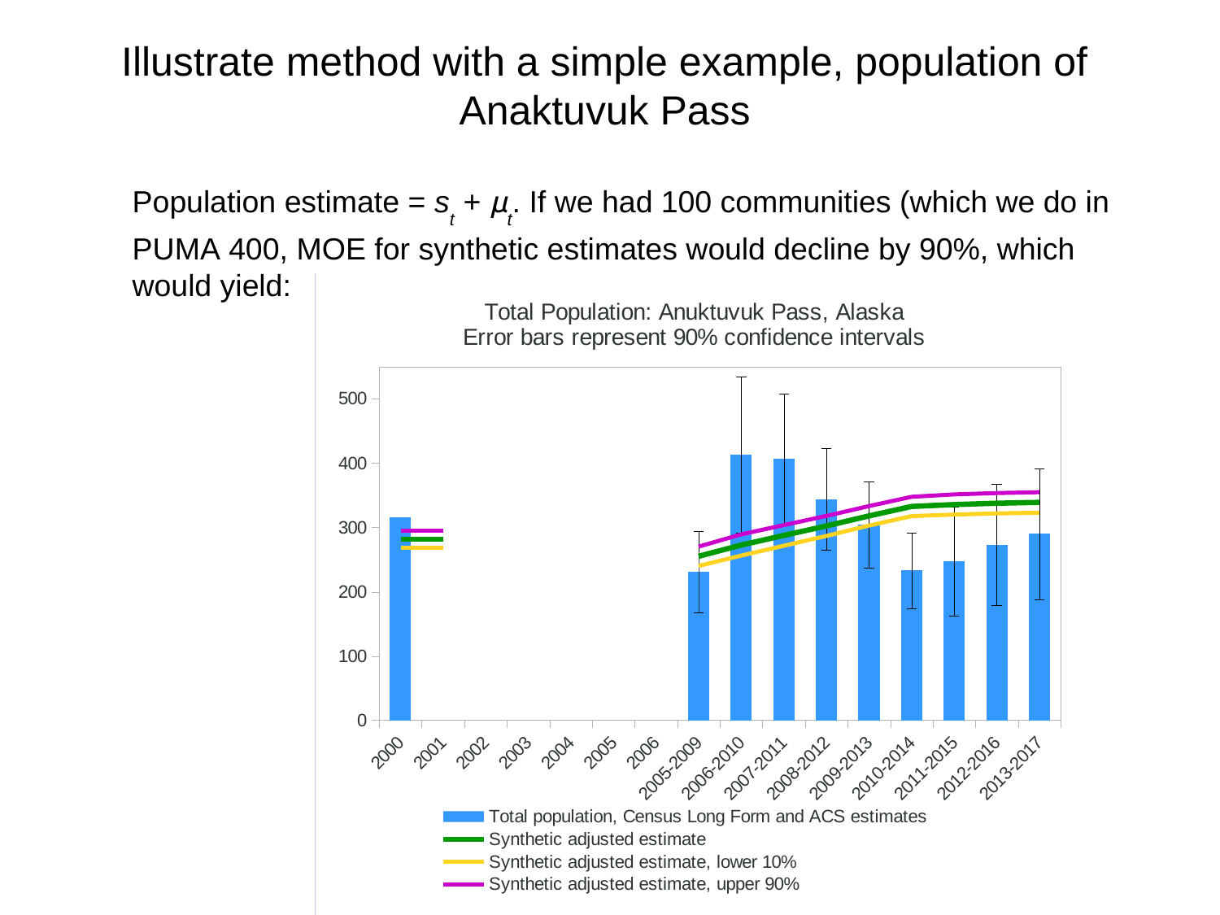# Illustrate method with a simple example, population of Anaktuvuk Pass

Population estimate = $s_t + \mu_t$. If we had 100 communities (which we do in PUMA 400, MOE for synthetic estimates would decline by 90%, which would yield:

Total Population: Anuktuvuk Pass, Alaska
Error bars represent 90% confidence intervals

- Total population, Census Long Form and ACS estimates
- Synthetic adjusted estimate
- Synthetic adjusted estimate, lower 10%
- Synthetic adjusted estimate, upper 90%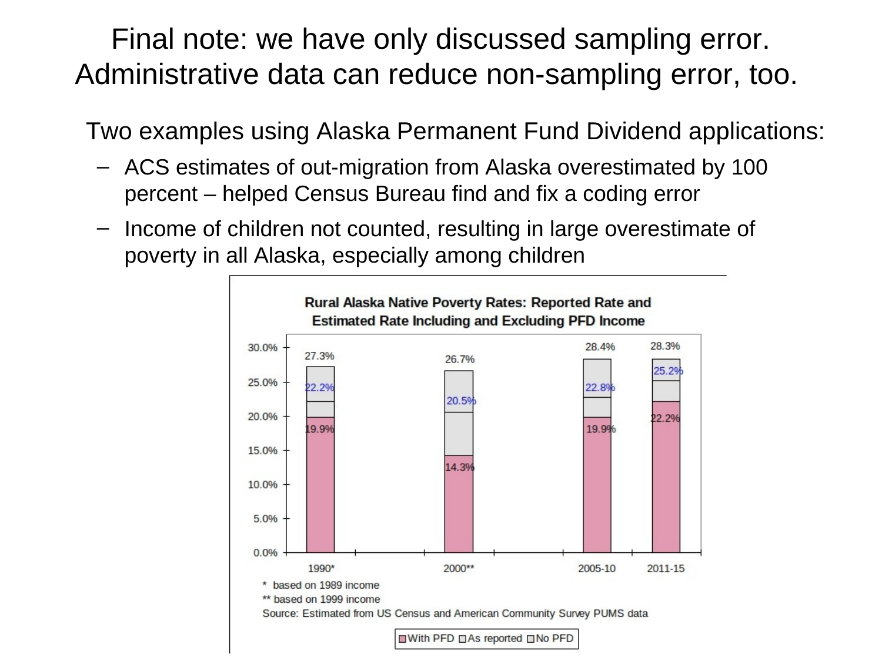# Final note: we have only discussed sampling error. Administrative data can reduce non-sampling error, too.

Two examples using Alaska Permanent Fund Dividend applications:

- ACS estimates of out-migration from Alaska overestimated by 100 percent – helped Census Bureau find and fix a coding error
- Income of children not counted, resulting in large overestimate of poverty in all Alaska, especially among children

**Rural Alaska Native Poverty Rates: Reported Rate and Estimated Rate Including and Excluding PFD Income**

| | 1990* | 2000** | 2005-10 | 2011-15 |
|---|---|---|---|---|
| With PFD | 19.9% | 14.3% | 19.9% | 22.2% |
| As reported | 22.2% | 20.5% | 22.8% | 25.2% |
| No PFD | 27.3% | 26.7% | 28.4% | 28.3% |

\* based on 1989 income

\*\* based on 1999 income

Source: Estimated from US Census and American Community Survey PUMS data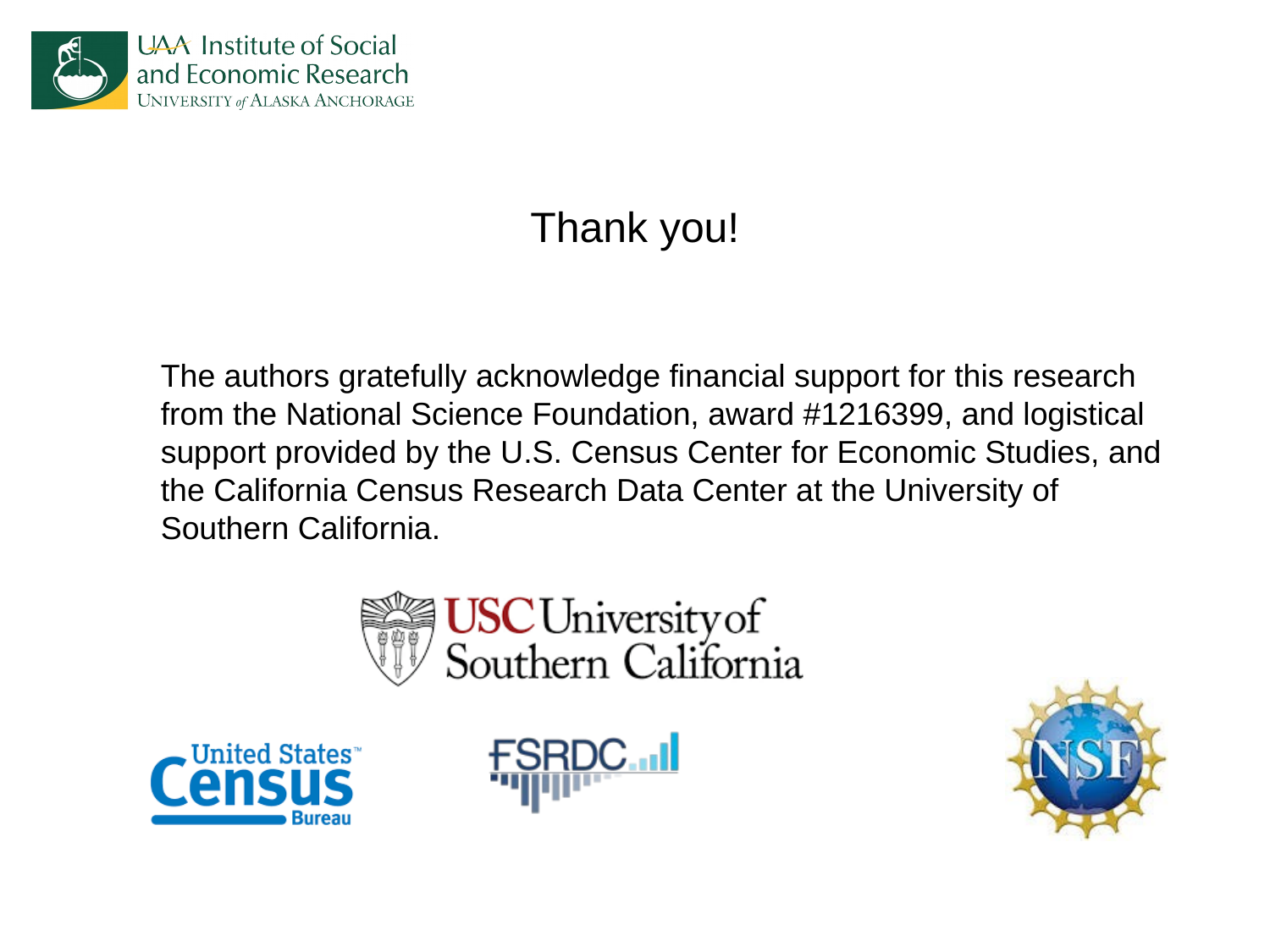# Thank you!

The authors gratefully acknowledge financial support for this research from the National Science Foundation, award #1216399, and logistical support provided by the U.S. Census Center for Economic Studies, and the California Census Research Data Center at the University of Southern California.